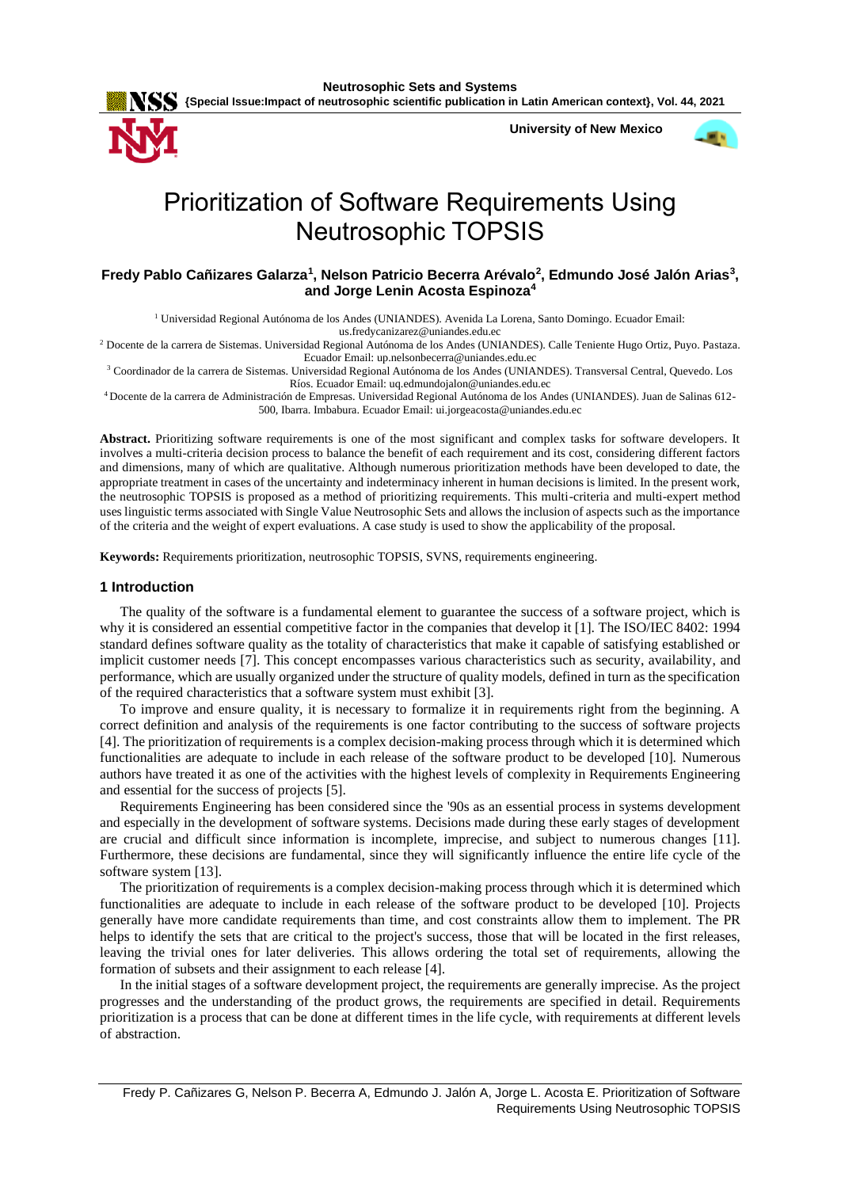# Prioritization of Software Requirements Using Neutrosophic TOPSIS

**Fredy Pablo Cañizares Galarza[1], Nelson Patricio Becerra Arévalo[2], Edmundo José Jalón Arias[3], and Jorge Lenin Acosta Espinoza[4]**

[1] Universidad Regional Autónoma de los Andes (UNIANDES). Avenida La Lorena, Santo Domingo. Ecuador Email: us.fredycanizarez@uniandes.edu.ec

[2] Docente de la carrera de Sistemas. Universidad Regional Autónoma de los Andes (UNIANDES). Calle Teniente Hugo Ortiz, Puyo. Pastaza. Ecuador Email: up.nelsonbecerra@uniandes.edu.ec

[3] Coordinador de la carrera de Sistemas. Universidad Regional Autónoma de los Andes (UNIANDES). Transversal Central, Quevedo. Los Ríos. Ecuador Email: uq.edmundojalon@uniandes.edu.ec

[4] Docente de la carrera de Administración de Empresas. Universidad Regional Autónoma de los Andes (UNIANDES). Juan de Salinas 612-500, Ibarra. Imbabura. Ecuador Email: ui.jorgeacosta@uniandes.edu.ec

**Abstract.** Prioritizing software requirements is one of the most significant and complex tasks for software developers. It involves a multi-criteria decision process to balance the benefit of each requirement and its cost, considering different factors and dimensions, many of which are qualitative. Although numerous prioritization methods have been developed to date, the appropriate treatment in cases of the uncertainty and indeterminacy inherent in human decisions is limited. In the present work, the neutrosophic TOPSIS is proposed as a method of prioritizing requirements. This multi-criteria and multi-expert method uses linguistic terms associated with Single Value Neutrosophic Sets and allows the inclusion of aspects such as the importance of the criteria and the weight of expert evaluations. A case study is used to show the applicability of the proposal.

**Keywords:** Requirements prioritization, neutrosophic TOPSIS, SVNS, requirements engineering.

## 1 Introduction

The quality of the software is a fundamental element to guarantee the success of a software project, which is why it is considered an essential competitive factor in the companies that develop it [1]. The ISO/IEC 8402: 1994 standard defines software quality as the totality of characteristics that make it capable of satisfying established or implicit customer needs [7]. This concept encompasses various characteristics such as security, availability, and performance, which are usually organized under the structure of quality models, defined in turn as the specification of the required characteristics that a software system must exhibit [3].

To improve and ensure quality, it is necessary to formalize it in requirements right from the beginning. A correct definition and analysis of the requirements is one factor contributing to the success of software projects [4]. The prioritization of requirements is a complex decision-making process through which it is determined which functionalities are adequate to include in each release of the software product to be developed [10]. Numerous authors have treated it as one of the activities with the highest levels of complexity in Requirements Engineering and essential for the success of projects [5].

Requirements Engineering has been considered since the '90s as an essential process in systems development and especially in the development of software systems. Decisions made during these early stages of development are crucial and difficult since information is incomplete, imprecise, and subject to numerous changes [11]. Furthermore, these decisions are fundamental, since they will significantly influence the entire life cycle of the software system [13].

The prioritization of requirements is a complex decision-making process through which it is determined which functionalities are adequate to include in each release of the software product to be developed [10]. Projects generally have more candidate requirements than time, and cost constraints allow them to implement. The PR helps to identify the sets that are critical to the project's success, those that will be located in the first releases, leaving the trivial ones for later deliveries. This allows ordering the total set of requirements, allowing the formation of subsets and their assignment to each release [4].

In the initial stages of a software development project, the requirements are generally imprecise. As the project progresses and the understanding of the product grows, the requirements are specified in detail. Requirements prioritization is a process that can be done at different times in the life cycle, with requirements at different levels of abstraction.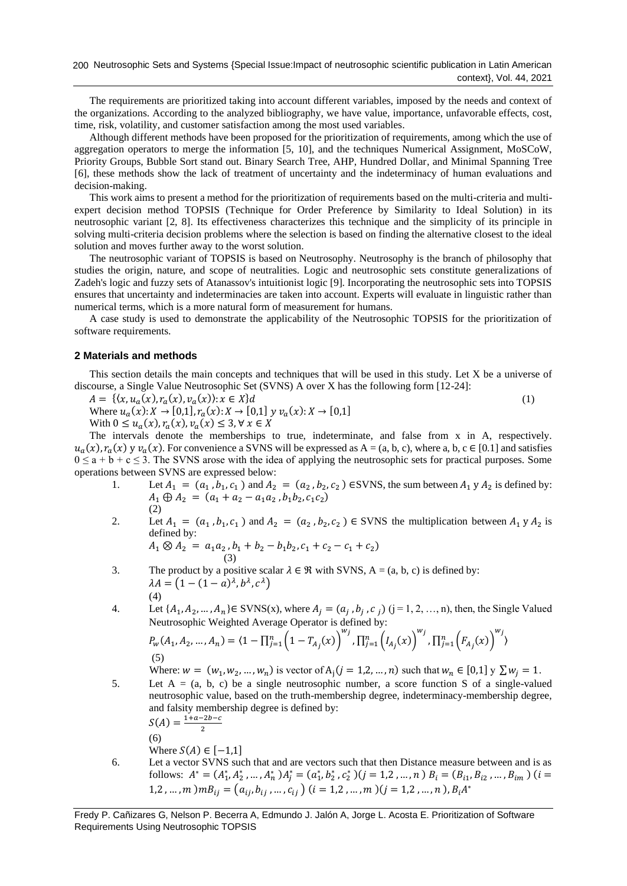The requirements are prioritized taking into account different variables, imposed by the needs and context of the organizations. According to the analyzed bibliography, we have value, importance, unfavorable effects, cost, time, risk, volatility, and customer satisfaction among the most used variables.

Although different methods have been proposed for the prioritization of requirements, among which the use of aggregation operators to merge the information [5, 10], and the techniques Numerical Assignment, MoSCoW, Priority Groups, Bubble Sort stand out. Binary Search Tree, AHP, Hundred Dollar, and Minimal Spanning Tree [6], these methods show the lack of treatment of uncertainty and the indeterminacy of human evaluations and decision-making.

This work aims to present a method for the prioritization of requirements based on the multi-criteria and multi-expert decision method TOPSIS (Technique for Order Preference by Similarity to Ideal Solution) in its neutrosophic variant [2, 8]. Its effectiveness characterizes this technique and the simplicity of its principle in solving multi-criteria decision problems where the selection is based on finding the alternative closest to the ideal solution and moves further away to the worst solution.

The neutrosophic variant of TOPSIS is based on Neutrosophy. Neutrosophy is the branch of philosophy that studies the origin, nature, and scope of neutralities. Logic and neutrosophic sets constitute generalizations of Zadeh's logic and fuzzy sets of Atanassov's intuitionist logic [9]. Incorporating the neutrosophic sets into TOPSIS ensures that uncertainty and indeterminacies are taken into account. Experts will evaluate in linguistic rather than numerical terms, which is a more natural form of measurement for humans.

A case study is used to demonstrate the applicability of the Neutrosophic TOPSIS for the prioritization of software requirements.

## 2 Materials and methods

This section details the main concepts and techniques that will be used in this study. Let X be a universe of discourse, a Single Value Neutrosophic Set (SVNS) A over X has the following form [12-24]:

$$A = \{\langle x, u_a(x), r_a(x), v_a(x) \rangle : x \in X\}d \tag{1}$$

Where $u_a(x): X \to [0,1], r_a(x): X \to [0,1]$ y $v_a(x): X \to [0,1]$

With $0 \leq u_a(x), r_a(x), v_a(x) \leq 3, \forall x \in X$

The intervals denote the memberships to true, indeterminate, and false from x in A, respectively. $u_a(x), r_a(x)$ y $v_a(x)$. For convenience a SVNS will be expressed as A = (a, b, c), where a, b, c ∈ [0.1] and satisfies $0 \leq a + b + c \leq 3$. The SVNS arose with the idea of applying the neutrosophic sets for practical purposes. Some operations between SVNS are expressed below:

1. Let $A_1 = (a_1, b_1, c_1)$ and $A_2 = (a_2, b_2, c_2) \in$SVNS, the sum between $A_1$ y $A_2$ is defined by:
   $$A_1 \oplus A_2 = (a_1 + a_2 - a_1a_2, b_1b_2, c_1c_2)$$
   (2)
2. Let $A_1 = (a_1, b_1, c_1)$ and $A_2 = (a_2, b_2, c_2) \in$ SVNS the multiplication between $A_1$ y $A_2$ is defined by:
   $$A_1 \otimes A_2 = a_1a_2, b_1 + b_2 - b_1b_2, c_1 + c_2 - c_1 + c_2)$$
   (3)
3. The product by a positive scalar $\lambda \in \Re$ with SVNS, A = (a, b, c) is defined by:
   $$\lambda A = \left(1 - (1 - a)^{\lambda}, b^{\lambda}, c^{\lambda}\right)$$
   (4)
4. Let $\{A_1, A_2, \dots, A_n\} \in$ SVNS(x), where $A_j = (a_j, b_j, c_j)$ (j = 1, 2, …, n), then, the Single Valued Neutrosophic Weighted Average Operator is defined by:
   $$P_w(A_1, A_2, \dots, A_n) = \langle 1 - \prod_{j=1}^{n}\left(1 - T_{A_j}(x)\right)^{w_j}, \prod_{j=1}^{n}\left(I_{A_j}(x)\right)^{w_j}, \prod_{j=1}^{n}\left(F_{A_j}(x)\right)^{w_j} \rangle$$
   (5)
   
   Where: $w = (w_1, w_2, \dots, w_n)$ is vector of $A_j (j = 1,2, \dots, n)$ such that $w_n \in [0,1]$ y $\sum w_j = 1$.
5. Let A = (a, b, c) be a single neutrosophic number, a score function S of a single-valued neutrosophic value, based on the truth-membership degree, indeterminacy-membership degree, and falsity membership degree is defined by:
   $$S(A) = \frac{1 + a - 2b - c}{2}$$
   (6)
   
   Where $S(A) \in [-1,1]$
6. Let a vector SVNS such that and are vectors such that then Distance measure between and is as follows: $A^* = (A_1^*, A_2^*, \dots, A_n^*) A_j^* = (a_1^*, b_2^*, c_2^*) (j = 1,2, \dots, n)$ $B_i = (B_{i1}, B_{i2}, \dots, B_{im})$ $(i = 1,2, \dots, m) m B_{ij} = (a_{ij}, b_{ij}, \dots, c_{ij})$ $(i = 1,2, \dots, m) (j = 1,2, \dots, n), B_i A^*$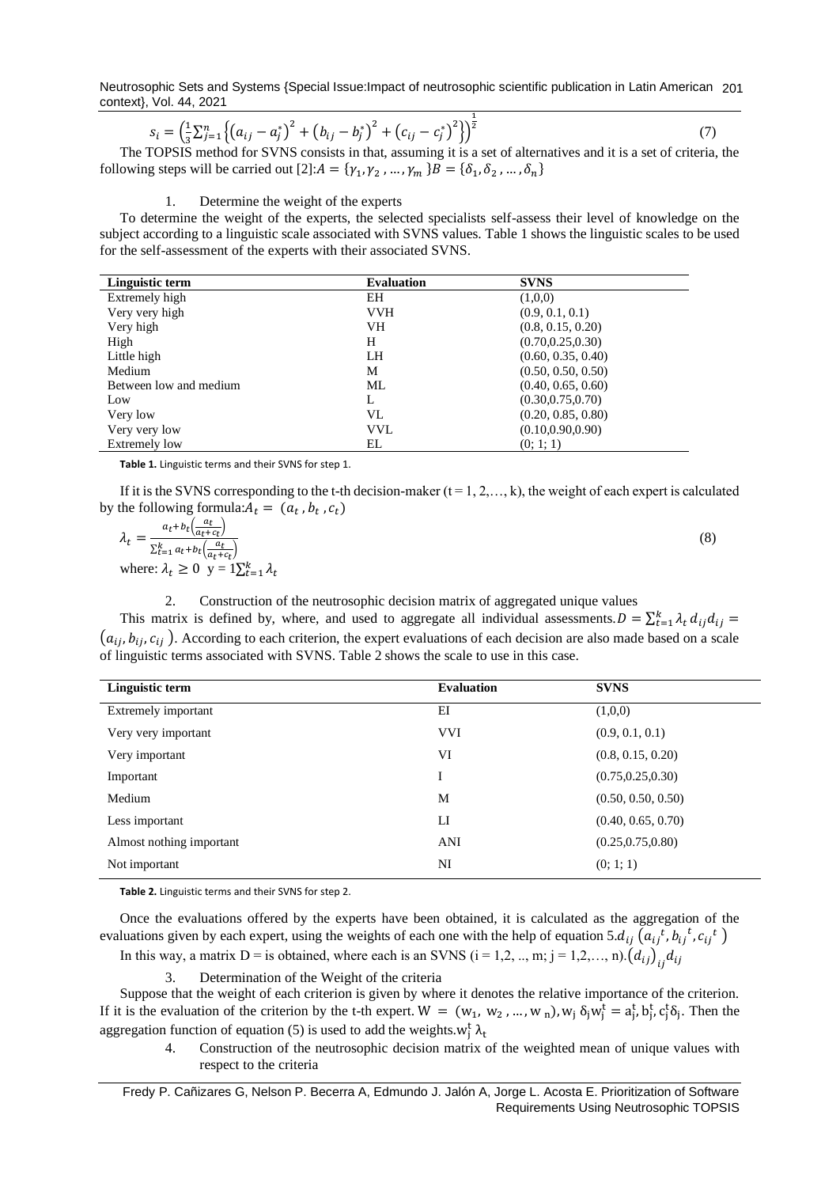$$s_i = \left(\frac{1}{3}\sum_{j=1}^{n}\left\{\left(a_{ij} - a_j^*\right)^2 + \left(b_{ij} - b_j^*\right)^2 + \left(c_{ij} - c_j^*\right)^2\right\}\right)^{\frac{1}{2}} \tag{7}$$

The TOPSIS method for SVNS consists in that, assuming it is a set of alternatives and it is a set of criteria, the following steps will be carried out [2]: $A = \{\gamma_1, \gamma_2, \dots, \gamma_m\}$ $B = \{\delta_1, \delta_2, \dots, \delta_n\}$

1. Determine the weight of the experts

To determine the weight of the experts, the selected specialists self-assess their level of knowledge on the subject according to a linguistic scale associated with SVNS values. Table 1 shows the linguistic scales to be used for the self-assessment of the experts with their associated SVNS.

| Linguistic term | Evaluation | SVNS |
|---|---|---|
| Extremely high | EH | (1,0,0) |
| Very very high | VVH | (0.9, 0.1, 0.1) |
| Very high | VH | (0.8, 0.15, 0.20) |
| High | H | (0.70,0.25,0.30) |
| Little high | LH | (0.60, 0.35, 0.40) |
| Medium | M | (0.50, 0.50, 0.50) |
| Between low and medium | ML | (0.40, 0.65, 0.60) |
| Low | L | (0.30,0.75,0.70) |
| Very low | VL | (0.20, 0.85, 0.80) |
| Very very low | VVL | (0.10,0.90,0.90) |
| Extremely low | EL | (0; 1; 1) |

**Table 1.** Linguistic terms and their SVNS for step 1.

If it is the SVNS corresponding to the t-th decision-maker (t = 1, 2,…, k), the weight of each expert is calculated by the following formula: $A_t = (a_t, b_t, c_t)$

$$\lambda_t = \frac{a_t + b_t\left(\frac{a_t}{a_t + c_t}\right)}{\sum_{t=1}^{k} a_t + b_t\left(\frac{a_t}{a_t + c_t}\right)} \tag{8}$$

where: $\lambda_t \geq 0$ y $= 1\sum_{t=1}^{k} \lambda_t$

2. Construction of the neutrosophic decision matrix of aggregated unique values

This matrix is defined by, where, and used to aggregate all individual assessments. $D = \sum_{t=1}^{k} \lambda_t d_{ij} d_{ij} = (a_{ij}, b_{ij}, c_{ij})$. According to each criterion, the expert evaluations of each decision are also made based on a scale of linguistic terms associated with SVNS. Table 2 shows the scale to use in this case.

| Linguistic term | Evaluation | SVNS |
|---|---|---|
| Extremely important | EI | (1,0,0) |
| Very very important | VVI | (0.9, 0.1, 0.1) |
| Very important | VI | (0.8, 0.15, 0.20) |
| Important | I | (0.75,0.25,0.30) |
| Medium | M | (0.50, 0.50, 0.50) |
| Less important | LI | (0.40, 0.65, 0.70) |
| Almost nothing important | ANI | (0.25,0.75,0.80) |
| Not important | NI | (0; 1; 1) |

**Table 2.** Linguistic terms and their SVNS for step 2.

Once the evaluations offered by the experts have been obtained, it is calculated as the aggregation of the evaluations given by each expert, using the weights of each one with the help of equation 5. $d_{ij}\left({a_{ij}}^t, {b_{ij}}^t, {c_{ij}}^t\right)$

In this way, a matrix D = is obtained, where each is an SVNS (i = 1,2, .., m; j = 1,2,…, n). $(d_{ij})_{ij} d_{ij}$

3. Determination of the Weight of the criteria

Suppose that the weight of each criterion is given by where it denotes the relative importance of the criterion. If it is the evaluation of the criterion by the t-th expert. $W = (w_1, w_2, \dots, w_n), w_j\ \delta_j w_j^t = a_j^t, b_j^t, c_j^t \delta_j$. Then the aggregation function of equation (5) is used to add the weights. $w_j^t\ \lambda_t$

4. Construction of the neutrosophic decision matrix of the weighted mean of unique values with respect to the criteria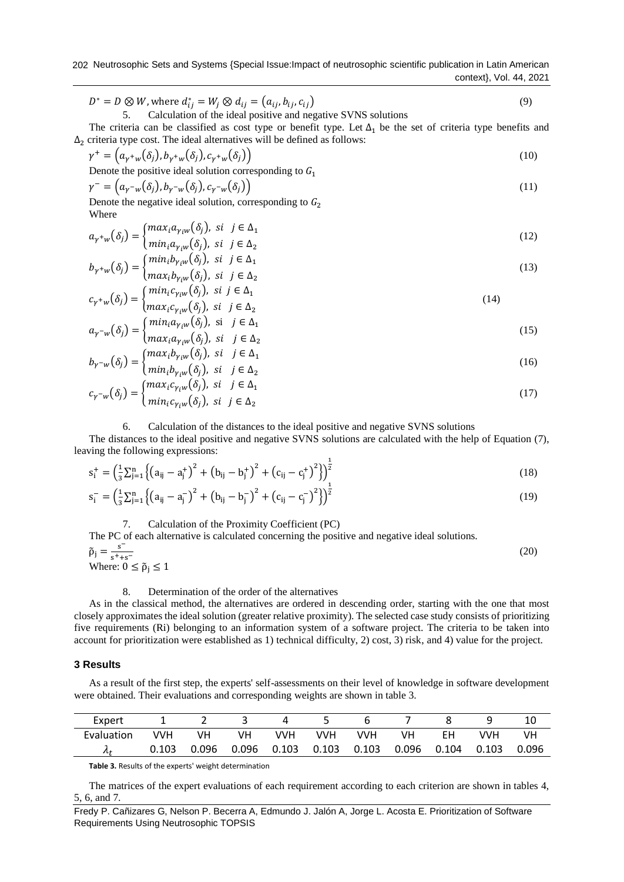$$D^* = D \otimes W, \text{where } d_{ij}^* = W_j \otimes d_{ij} = (a_{ij}, b_{ij}, c_{ij}) \tag{9}$$

5. Calculation of the ideal positive and negative SVNS solutions

The criteria can be classified as cost type or benefit type. Let $\Delta_1$ be the set of criteria type benefits and $\Delta_2$ criteria type cost. The ideal alternatives will be defined as follows:

$$\gamma^+ = \left(a_{\gamma^+w}(\delta_j), b_{\gamma^+w}(\delta_j), c_{\gamma^+w}(\delta_j)\right) \tag{10}$$

Denote the positive ideal solution corresponding to $G_1$

$$\gamma^- = \left(a_{\gamma^-w}(\delta_j), b_{\gamma^-w}(\delta_j), c_{\gamma^-w}(\delta_j)\right) \tag{11}$$

Denote the negative ideal solution, corresponding to $G_2$

Where

$$a_{\gamma^+w}(\delta_j) = \begin{cases} max_i a_{\gamma_i w}(\delta_j), & si \;\; j \in \Delta_1 \\ min_i a_{\gamma_i w}(\delta_j), & si \;\; j \in \Delta_2 \end{cases} \tag{12}$$

$$b_{\gamma^+w}(\delta_j) = \begin{cases} min_i b_{\gamma_i w}(\delta_j), & si \;\; j \in \Delta_1 \\ max_i b_{\gamma_i w}(\delta_j), & si \;\; j \in \Delta_2 \end{cases} \tag{13}$$

$$c_{\gamma^+w}(\delta_j) = \begin{cases} min_i c_{\gamma_i w}(\delta_j), & si \;\; j \in \Delta_1 \\ max_i c_{\gamma_i w}(\delta_j), & si \;\; j \in \Delta_2 \end{cases} \tag{14}$$

$$a_{\gamma^-w}(\delta_j) = \begin{cases} min_i a_{\gamma_i w}(\delta_j), & si \;\; j \in \Delta_1 \\ max_i a_{\gamma_i w}(\delta_j), & si \;\; j \in \Delta_2 \end{cases} \tag{15}$$

$$b_{\gamma^-w}(\delta_j) = \begin{cases} max_i b_{\gamma_i w}(\delta_j), & si \;\; j \in \Delta_1 \\ min_i b_{\gamma_i w}(\delta_j), & si \;\; j \in \Delta_2 \end{cases} \tag{16}$$

$$c_{\gamma^-w}(\delta_j) = \begin{cases} max_i c_{\gamma_i w}(\delta_j), & si \;\; j \in \Delta_1 \\ min_i c_{\gamma_i w}(\delta_j), & si \;\; j \in \Delta_2 \end{cases} \tag{17}$$

6. Calculation of the distances to the ideal positive and negative SVNS solutions

The distances to the ideal positive and negative SVNS solutions are calculated with the help of Equation (7), leaving the following expressions:

$$s_i^+ = \left(\frac{1}{3}\sum_{j=1}^{n}\left\{\left(a_{ij} - a_j^+\right)^2 + \left(b_{ij} - b_j^+\right)^2 + \left(c_{ij} - c_j^+\right)^2\right\}\right)^{\frac{1}{2}} \tag{18}$$

$$s_i^- = \left(\frac{1}{3}\sum_{j=1}^{n}\left\{\left(a_{ij} - a_j^-\right)^2 + \left(b_{ij} - b_j^-\right)^2 + \left(c_{ij} - c_j^-\right)^2\right\}\right)^{\frac{1}{2}} \tag{19}$$

7. Calculation of the Proximity Coefficient (PC)

The PC of each alternative is calculated concerning the positive and negative ideal solutions.

$$\tilde{\rho}_j = \frac{s^-}{s^+ + s^-} \tag{20}$$

Where: $0 \leq \tilde{\rho}_j \leq 1$

8. Determination of the order of the alternatives

As in the classical method, the alternatives are ordered in descending order, starting with the one that most closely approximates the ideal solution (greater relative proximity). The selected case study consists of prioritizing five requirements (Ri) belonging to an information system of a software project. The criteria to be taken into account for prioritization were established as 1) technical difficulty, 2) cost, 3) risk, and 4) value for the project.

### 3 Results

As a result of the first step, the experts' self-assessments on their level of knowledge in software development were obtained. Their evaluations and corresponding weights are shown in table 3.

| Expert | 1 | 2 | 3 | 4 | 5 | 6 | 7 | 8 | 9 | 10 |
|---|---|---|---|---|---|---|---|---|---|---|
| Evaluation | VVH | VH | VH | VVH | VVH | VVH | VH | EH | VVH | VH |
| $\lambda_t$ | 0.103 | 0.096 | 0.096 | 0.103 | 0.103 | 0.103 | 0.096 | 0.104 | 0.103 | 0.096 |

**Table 3.** Results of the experts' weight determination

The matrices of the expert evaluations of each requirement according to each criterion are shown in tables 4, 5, 6, and 7.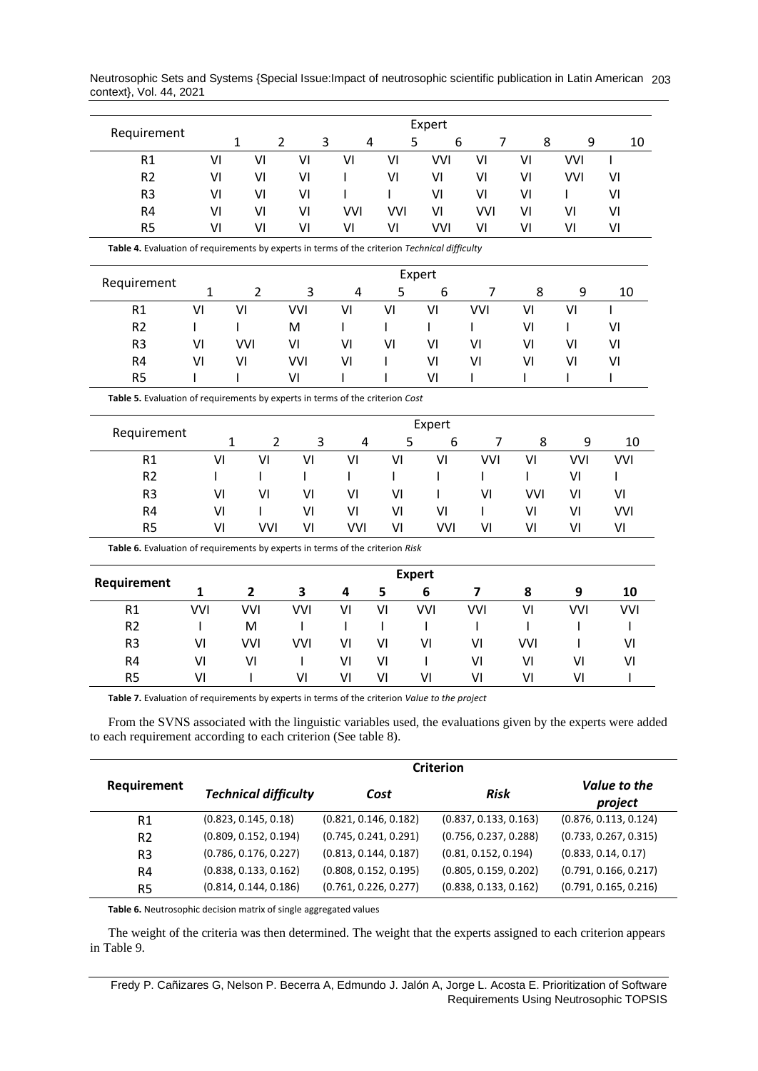| Requirement | Expert | | | | | | | | | |
|---|---|---|---|---|---|---|---|---|---|---|
| | 1 | 2 | 3 | 4 | 5 | 6 | 7 | 8 | 9 | 10 |
| R1 | VI | VI | VI | VI | VI | VVI | VI | VI | VVI | I |
| R2 | VI | VI | VI | I | VI | VI | VI | VI | VVI | VI |
| R3 | VI | VI | VI | I | I | VI | VI | VI | I | VI |
| R4 | VI | VI | VI | VVI | VVI | VI | VVI | VI | VI | VI |
| R5 | VI | VI | VI | VI | VI | VVI | VI | VI | VI | VI |

**Table 4.** Evaluation of requirements by experts in terms of the criterion *Technical difficulty*

| Requirement | Expert | | | | | | | | | |
|---|---|---|---|---|---|---|---|---|---|---|
| | 1 | 2 | 3 | 4 | 5 | 6 | 7 | 8 | 9 | 10 |
| R1 | VI | VI | VVI | VI | VI | VI | VVI | VI | VI | I |
| R2 | I | I | M | I | I | I | I | VI | I | VI |
| R3 | VI | VVI | VI | VI | VI | VI | VI | VI | VI | VI |
| R4 | VI | VI | VVI | VI | I | VI | VI | VI | VI | VI |
| R5 | I | I | VI | I | I | VI | I | I | I | I |

**Table 5.** Evaluation of requirements by experts in terms of the criterion *Cost*

| Requirement | Expert | | | | | | | | | |
|---|---|---|---|---|---|---|---|---|---|---|
| | 1 | 2 | 3 | 4 | 5 | 6 | 7 | 8 | 9 | 10 |
| R1 | VI | VI | VI | VI | VI | VI | VVI | VI | VVI | VVI |
| R2 | I | I | I | I | I | I | I | I | VI | I |
| R3 | VI | VI | VI | VI | VI | I | VI | VVI | VI | VI |
| R4 | VI | I | VI | VI | VI | VI | I | VI | VI | VVI |
| R5 | VI | VVI | VI | VVI | VI | VVI | VI | VI | VI | VI |

**Table 6.** Evaluation of requirements by experts in terms of the criterion *Risk*

| **Requirement** | **Expert** | | | | | | | | | |
|---|---|---|---|---|---|---|---|---|---|---|
| | **1** | **2** | **3** | **4** | **5** | **6** | **7** | **8** | **9** | **10** |
| R1 | VVI | VVI | VVI | VI | VI | VVI | VVI | VI | VVI | VVI |
| R2 | I | M | I | I | I | I | I | I | I | I |
| R3 | VI | VVI | VVI | VI | VI | VI | VI | VVI | I | VI |
| R4 | VI | VI | I | VI | VI | I | VI | VI | VI | VI |
| R5 | VI | I | VI | VI | VI | VI | VI | VI | VI | I |

**Table 7.** Evaluation of requirements by experts in terms of the criterion *Value to the project*

From the SVNS associated with the linguistic variables used, the evaluations given by the experts were added to each requirement according to each criterion (See table 8).

| **Requirement** | **Criterion** | | | |
|---|---|---|---|---|
| | ***Technical difficulty*** | ***Cost*** | ***Risk*** | ***Value to the project*** |
| R1 | (0.823, 0.145, 0.18) | (0.821, 0.146, 0.182) | (0.837, 0.133, 0.163) | (0.876, 0.113, 0.124) |
| R2 | (0.809, 0.152, 0.194) | (0.745, 0.241, 0.291) | (0.756, 0.237, 0.288) | (0.733, 0.267, 0.315) |
| R3 | (0.786, 0.176, 0.227) | (0.813, 0.144, 0.187) | (0.81, 0.152, 0.194) | (0.833, 0.14, 0.17) |
| R4 | (0.838, 0.133, 0.162) | (0.808, 0.152, 0.195) | (0.805, 0.159, 0.202) | (0.791, 0.166, 0.217) |
| R5 | (0.814, 0.144, 0.186) | (0.761, 0.226, 0.277) | (0.838, 0.133, 0.162) | (0.791, 0.165, 0.216) |

**Table 6.** Neutrosophic decision matrix of single aggregated values

The weight of the criteria was then determined. The weight that the experts assigned to each criterion appears in Table 9.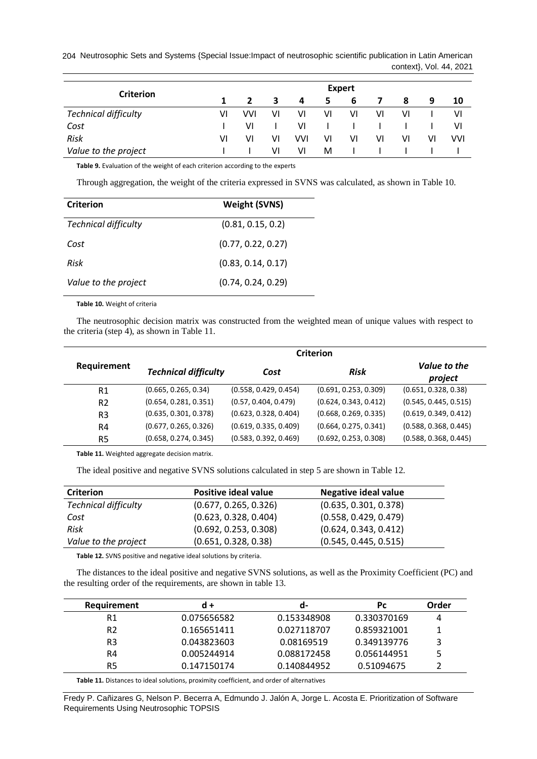| Criterion | Expert | | | | | | | | | |
|---|---|---|---|---|---|---|---|---|---|---|
| | 1 | 2 | 3 | 4 | 5 | 6 | 7 | 8 | 9 | 10 |
| *Technical difficulty* | VI | VVI | VI | VI | VI | VI | VI | VI | I | VI |
| *Cost* | I | VI | I | VI | I | I | I | I | I | VI |
| *Risk* | VI | VI | VI | VVI | VI | VI | VI | VI | VI | VVI |
| *Value to the project* | I | I | VI | VI | M | I | I | I | I | I |

**Table 9.** Evaluation of the weight of each criterion according to the experts

Through aggregation, the weight of the criteria expressed in SVNS was calculated, as shown in Table 10.

| Criterion | Weight (SVNS) |
|---|---|
| *Technical difficulty* | (0.81, 0.15, 0.2) |
| *Cost* | (0.77, 0.22, 0.27) |
| *Risk* | (0.83, 0.14, 0.17) |
| *Value to the project* | (0.74, 0.24, 0.29) |

**Table 10.** Weight of criteria

The neutrosophic decision matrix was constructed from the weighted mean of unique values with respect to the criteria (step 4), as shown in Table 11.

| Requirement | Criterion | | | |
|---|---|---|---|---|
| | *Technical difficulty* | *Cost* | *Risk* | *Value to the project* |
| R1 | (0.665, 0.265, 0.34) | (0.558, 0.429, 0.454) | (0.691, 0.253, 0.309) | (0.651, 0.328, 0.38) |
| R2 | (0.654, 0.281, 0.351) | (0.57, 0.404, 0.479) | (0.624, 0.343, 0.412) | (0.545, 0.445, 0.515) |
| R3 | (0.635, 0.301, 0.378) | (0.623, 0.328, 0.404) | (0.668, 0.269, 0.335) | (0.619, 0.349, 0.412) |
| R4 | (0.677, 0.265, 0.326) | (0.619, 0.335, 0.409) | (0.664, 0.275, 0.341) | (0.588, 0.368, 0.445) |
| R5 | (0.658, 0.274, 0.345) | (0.583, 0.392, 0.469) | (0.692, 0.253, 0.308) | (0.588, 0.368, 0.445) |

**Table 11.** Weighted aggregate decision matrix.

The ideal positive and negative SVNS solutions calculated in step 5 are shown in Table 12.

| Criterion | Positive ideal value | Negative ideal value |
|---|---|---|
| *Technical difficulty* | (0.677, 0.265, 0.326) | (0.635, 0.301, 0.378) |
| *Cost* | (0.623, 0.328, 0.404) | (0.558, 0.429, 0.479) |
| *Risk* | (0.692, 0.253, 0.308) | (0.624, 0.343, 0.412) |
| *Value to the project* | (0.651, 0.328, 0.38) | (0.545, 0.445, 0.515) |

**Table 12.** SVNS positive and negative ideal solutions by criteria.

The distances to the ideal positive and negative SVNS solutions, as well as the Proximity Coefficient (PC) and the resulting order of the requirements, are shown in table 13.

| Requirement | d + | d- | Pc | Order |
|---|---|---|---|---|
| R1 | 0.075656582 | 0.153348908 | 0.330370169 | 4 |
| R2 | 0.165651411 | 0.027118707 | 0.859321001 | 1 |
| R3 | 0.043823603 | 0.08169519 | 0.349139776 | 3 |
| R4 | 0.005244914 | 0.088172458 | 0.056144951 | 5 |
| R5 | 0.147150174 | 0.140844952 | 0.51094675 | 2 |

**Table 11.** Distances to ideal solutions, proximity coefficient, and order of alternatives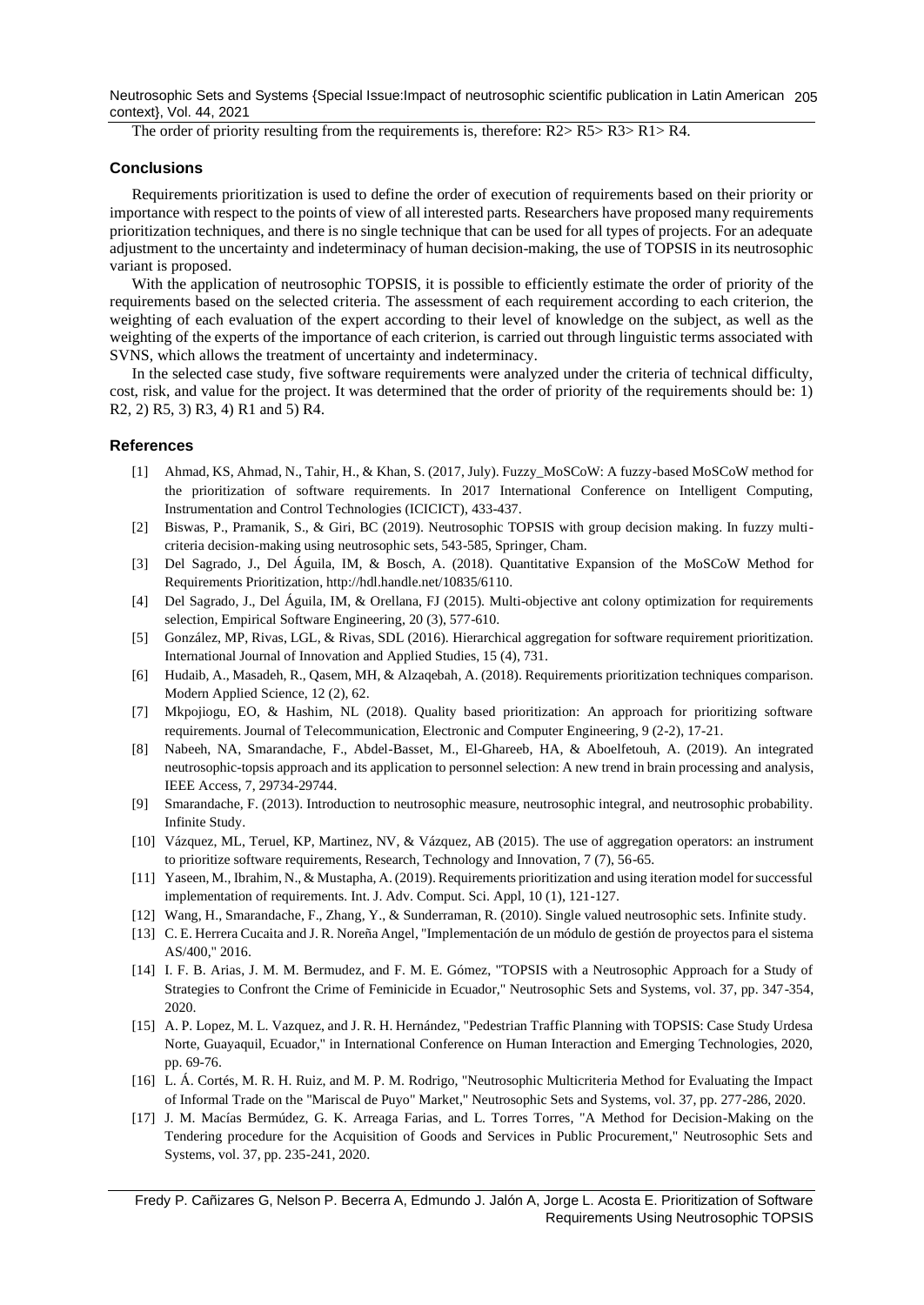The order of priority resulting from the requirements is, therefore: R2> R5> R3> R1> R4.

## Conclusions

Requirements prioritization is used to define the order of execution of requirements based on their priority or importance with respect to the points of view of all interested parts. Researchers have proposed many requirements prioritization techniques, and there is no single technique that can be used for all types of projects. For an adequate adjustment to the uncertainty and indeterminacy of human decision-making, the use of TOPSIS in its neutrosophic variant is proposed.

With the application of neutrosophic TOPSIS, it is possible to efficiently estimate the order of priority of the requirements based on the selected criteria. The assessment of each requirement according to each criterion, the weighting of each evaluation of the expert according to their level of knowledge on the subject, as well as the weighting of the experts of the importance of each criterion, is carried out through linguistic terms associated with SVNS, which allows the treatment of uncertainty and indeterminacy.

In the selected case study, five software requirements were analyzed under the criteria of technical difficulty, cost, risk, and value for the project. It was determined that the order of priority of the requirements should be: 1) R2, 2) R5, 3) R3, 4) R1 and 5) R4.

## References

[1] Ahmad, KS, Ahmad, N., Tahir, H., & Khan, S. (2017, July). Fuzzy_MoSCoW: A fuzzy-based MoSCoW method for the prioritization of software requirements. In 2017 International Conference on Intelligent Computing, Instrumentation and Control Technologies (ICICICT), 433-437.

[2] Biswas, P., Pramanik, S., & Giri, BC (2019). Neutrosophic TOPSIS with group decision making. In fuzzy multi-criteria decision-making using neutrosophic sets, 543-585, Springer, Cham.

[3] Del Sagrado, J., Del Águila, IM, & Bosch, A. (2018). Quantitative Expansion of the MoSCoW Method for Requirements Prioritization, http://hdl.handle.net/10835/6110.

[4] Del Sagrado, J., Del Águila, IM, & Orellana, FJ (2015). Multi-objective ant colony optimization for requirements selection, Empirical Software Engineering, 20 (3), 577-610.

[5] González, MP, Rivas, LGL, & Rivas, SDL (2016). Hierarchical aggregation for software requirement prioritization. International Journal of Innovation and Applied Studies, 15 (4), 731.

[6] Hudaib, A., Masadeh, R., Qasem, MH, & Alzaqebah, A. (2018). Requirements prioritization techniques comparison. Modern Applied Science, 12 (2), 62.

[7] Mkpojiogu, EO, & Hashim, NL (2018). Quality based prioritization: An approach for prioritizing software requirements. Journal of Telecommunication, Electronic and Computer Engineering, 9 (2-2), 17-21.

[8] Nabeeh, NA, Smarandache, F., Abdel-Basset, M., El-Ghareeb, HA, & Aboelfetouh, A. (2019). An integrated neutrosophic-topsis approach and its application to personnel selection: A new trend in brain processing and analysis, IEEE Access, 7, 29734-29744.

[9] Smarandache, F. (2013). Introduction to neutrosophic measure, neutrosophic integral, and neutrosophic probability. Infinite Study.

[10] Vázquez, ML, Teruel, KP, Martinez, NV, & Vázquez, AB (2015). The use of aggregation operators: an instrument to prioritize software requirements, Research, Technology and Innovation, 7 (7), 56-65.

[11] Yaseen, M., Ibrahim, N., & Mustapha, A. (2019). Requirements prioritization and using iteration model for successful implementation of requirements. Int. J. Adv. Comput. Sci. Appl, 10 (1), 121-127.

[12] Wang, H., Smarandache, F., Zhang, Y., & Sunderraman, R. (2010). Single valued neutrosophic sets. Infinite study.

[13] C. E. Herrera Cucaita and J. R. Noreña Angel, "Implementación de un módulo de gestión de proyectos para el sistema AS/400," 2016.

[14] I. F. B. Arias, J. M. M. Bermudez, and F. M. E. Gómez, "TOPSIS with a Neutrosophic Approach for a Study of Strategies to Confront the Crime of Feminicide in Ecuador," Neutrosophic Sets and Systems, vol. 37, pp. 347-354, 2020.

[15] A. P. Lopez, M. L. Vazquez, and J. R. H. Hernández, "Pedestrian Traffic Planning with TOPSIS: Case Study Urdesa Norte, Guayaquil, Ecuador," in International Conference on Human Interaction and Emerging Technologies, 2020, pp. 69-76.

[16] L. Á. Cortés, M. R. H. Ruiz, and M. P. M. Rodrigo, "Neutrosophic Multicriteria Method for Evaluating the Impact of Informal Trade on the "Mariscal de Puyo" Market," Neutrosophic Sets and Systems, vol. 37, pp. 277-286, 2020.

[17] J. M. Macías Bermúdez, G. K. Arreaga Farias, and L. Torres Torres, "A Method for Decision-Making on the Tendering procedure for the Acquisition of Goods and Services in Public Procurement," Neutrosophic Sets and Systems, vol. 37, pp. 235-241, 2020.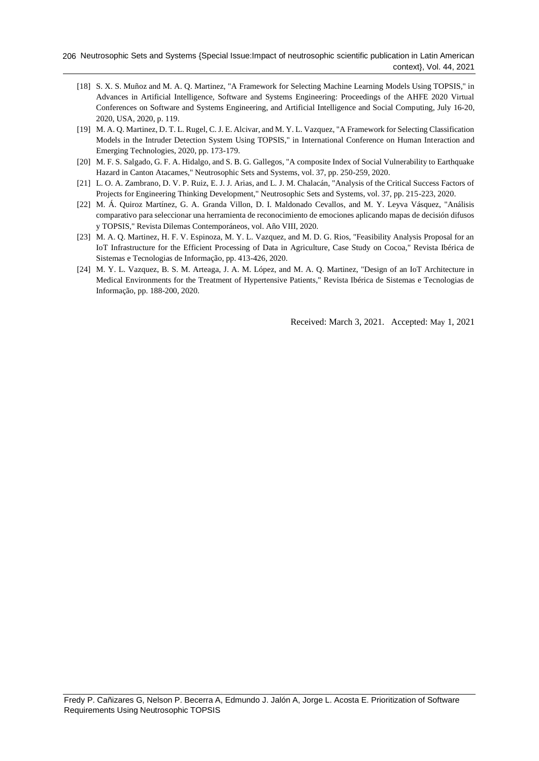[18] S. X. S. Muñoz and M. A. Q. Martinez, "A Framework for Selecting Machine Learning Models Using TOPSIS," in Advances in Artificial Intelligence, Software and Systems Engineering: Proceedings of the AHFE 2020 Virtual Conferences on Software and Systems Engineering, and Artificial Intelligence and Social Computing, July 16-20, 2020, USA, 2020, p. 119.

[19] M. A. Q. Martinez, D. T. L. Rugel, C. J. E. Alcivar, and M. Y. L. Vazquez, "A Framework for Selecting Classification Models in the Intruder Detection System Using TOPSIS," in International Conference on Human Interaction and Emerging Technologies, 2020, pp. 173-179.

[20] M. F. S. Salgado, G. F. A. Hidalgo, and S. B. G. Gallegos, "A composite Index of Social Vulnerability to Earthquake Hazard in Canton Atacames," Neutrosophic Sets and Systems, vol. 37, pp. 250-259, 2020.

[21] L. O. A. Zambrano, D. V. P. Ruiz, E. J. J. Arias, and L. J. M. Chalacán, "Analysis of the Critical Success Factors of Projects for Engineering Thinking Development," Neutrosophic Sets and Systems, vol. 37, pp. 215-223, 2020.

[22] M. Á. Quiroz Martínez, G. A. Granda Villon, D. I. Maldonado Cevallos, and M. Y. Leyva Vásquez, "Análisis comparativo para seleccionar una herramienta de reconocimiento de emociones aplicando mapas de decisión difusos y TOPSIS," Revista Dilemas Contemporáneos, vol. Año VIII, 2020.

[23] M. A. Q. Martinez, H. F. V. Espinoza, M. Y. L. Vazquez, and M. D. G. Rios, "Feasibility Analysis Proposal for an IoT Infrastructure for the Efficient Processing of Data in Agriculture, Case Study on Cocoa," Revista Ibérica de Sistemas e Tecnologias de Informação, pp. 413-426, 2020.

[24] M. Y. L. Vazquez, B. S. M. Arteaga, J. A. M. López, and M. A. Q. Martinez, "Design of an IoT Architecture in Medical Environments for the Treatment of Hypertensive Patients," Revista Ibérica de Sistemas e Tecnologias de Informação, pp. 188-200, 2020.

Received: March 3, 2021. Accepted: May 1, 2021